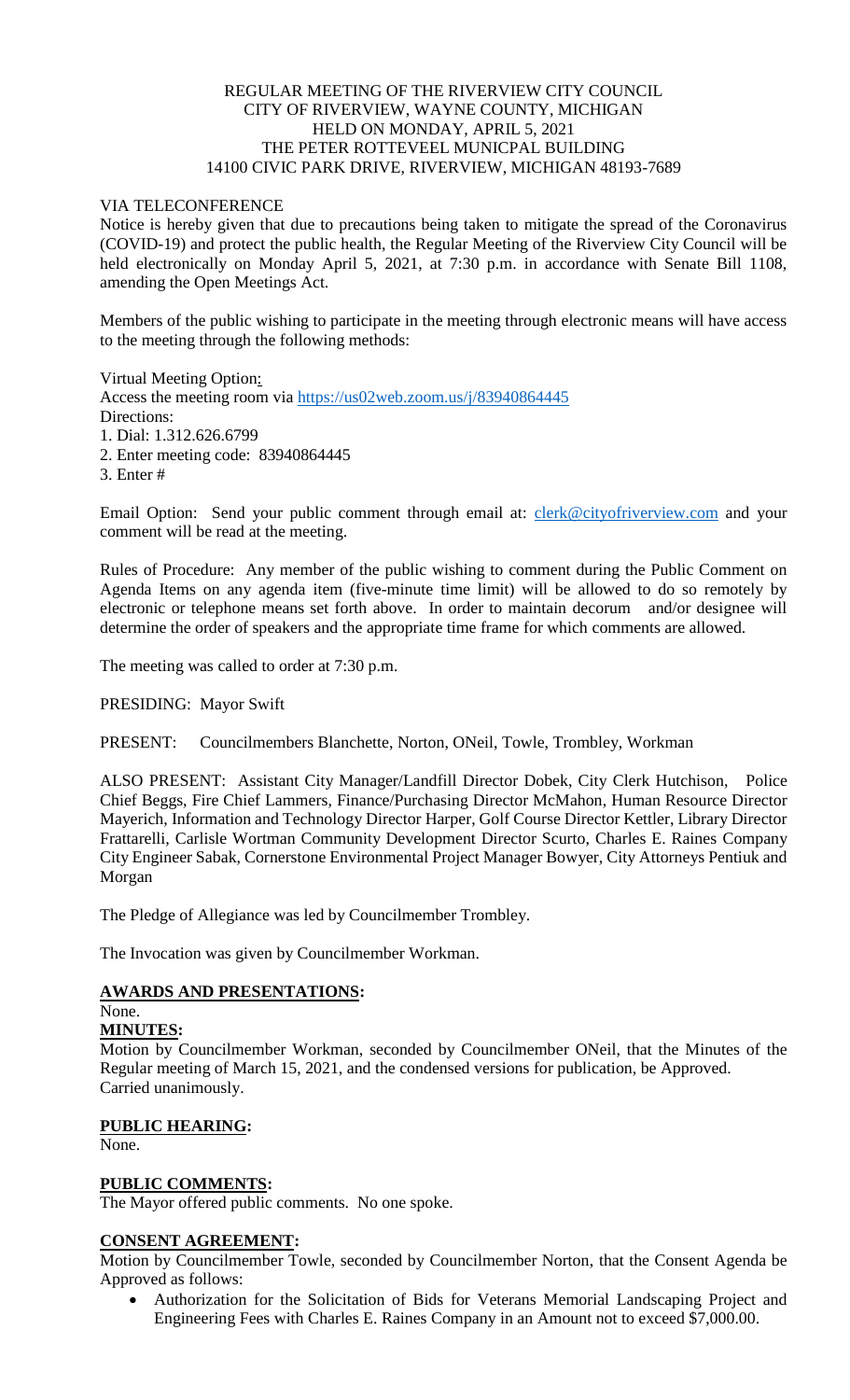REGULAR MEETING OF THE RIVERVIEW CITY COUNCIL
CITY OF RIVERVIEW, WAYNE COUNTY, MICHIGAN
HELD ON MONDAY, APRIL 5, 2021
THE PETER ROTTEVEEL MUNICPAL BUILDING
14100 CIVIC PARK DRIVE, RIVERVIEW, MICHIGAN 48193-7689

VIA TELECONFERENCE

Notice is hereby given that due to precautions being taken to mitigate the spread of the Coronavirus (COVID-19) and protect the public health, the Regular Meeting of the Riverview City Council will be held electronically on Monday April 5, 2021, at 7:30 p.m. in accordance with Senate Bill 1108, amending the Open Meetings Act.

Members of the public wishing to participate in the meeting through electronic means will have access to the meeting through the following methods:

Virtual Meeting Option:
Access the meeting room via https://us02web.zoom.us/j/83940864445
Directions:
1. Dial: 1.312.626.6799
2. Enter meeting code: 83940864445
3. Enter #

Email Option: Send your public comment through email at: clerk@cityofriverview.com and your comment will be read at the meeting.

Rules of Procedure: Any member of the public wishing to comment during the Public Comment on Agenda Items on any agenda item (five-minute time limit) will be allowed to do so remotely by electronic or telephone means set forth above. In order to maintain decorum and/or designee will determine the order of speakers and the appropriate time frame for which comments are allowed.

The meeting was called to order at 7:30 p.m.

PRESIDING: Mayor Swift

PRESENT: Councilmembers Blanchette, Norton, ONeil, Towle, Trombley, Workman

ALSO PRESENT: Assistant City Manager/Landfill Director Dobek, City Clerk Hutchison, Police Chief Beggs, Fire Chief Lammers, Finance/Purchasing Director McMahon, Human Resource Director Mayerich, Information and Technology Director Harper, Golf Course Director Kettler, Library Director Frattarelli, Carlisle Wortman Community Development Director Scurto, Charles E. Raines Company City Engineer Sabak, Cornerstone Environmental Project Manager Bowyer, City Attorneys Pentiuk and Morgan

The Pledge of Allegiance was led by Councilmember Trombley.

The Invocation was given by Councilmember Workman.

**AWARDS AND PRESENTATIONS:**

None.

**MINUTES:**

Motion by Councilmember Workman, seconded by Councilmember ONeil, that the Minutes of the Regular meeting of March 15, 2021, and the condensed versions for publication, be Approved.
Carried unanimously.

**PUBLIC HEARING:**

None.

**PUBLIC COMMENTS:**

The Mayor offered public comments. No one spoke.

**CONSENT AGREEMENT:**

Motion by Councilmember Towle, seconded by Councilmember Norton, that the Consent Agenda be Approved as follows:

- Authorization for the Solicitation of Bids for Veterans Memorial Landscaping Project and Engineering Fees with Charles E. Raines Company in an Amount not to exceed $7,000.00.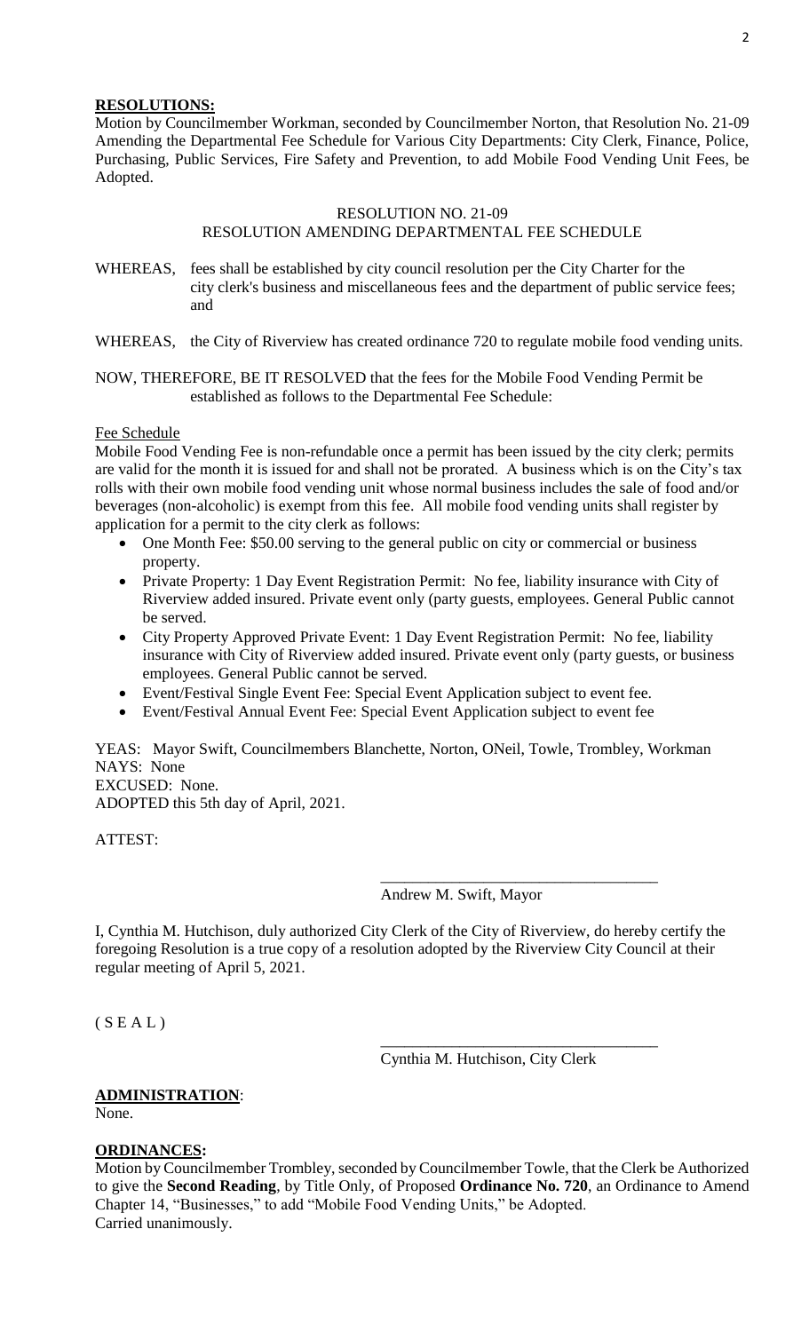**RESOLUTIONS:**

Motion by Councilmember Workman, seconded by Councilmember Norton, that Resolution No. 21-09 Amending the Departmental Fee Schedule for Various City Departments: City Clerk, Finance, Police, Purchasing, Public Services, Fire Safety and Prevention, to add Mobile Food Vending Unit Fees, be Adopted.

RESOLUTION NO. 21-09
RESOLUTION AMENDING DEPARTMENTAL FEE SCHEDULE

WHEREAS, fees shall be established by city council resolution per the City Charter for the city clerk's business and miscellaneous fees and the department of public service fees; and

WHEREAS, the City of Riverview has created ordinance 720 to regulate mobile food vending units.

NOW, THEREFORE, BE IT RESOLVED that the fees for the Mobile Food Vending Permit be established as follows to the Departmental Fee Schedule:

Fee Schedule

Mobile Food Vending Fee is non-refundable once a permit has been issued by the city clerk; permits are valid for the month it is issued for and shall not be prorated. A business which is on the City's tax rolls with their own mobile food vending unit whose normal business includes the sale of food and/or beverages (non-alcoholic) is exempt from this fee. All mobile food vending units shall register by application for a permit to the city clerk as follows:

- One Month Fee: $50.00 serving to the general public on city or commercial or business property.
- Private Property: 1 Day Event Registration Permit: No fee, liability insurance with City of Riverview added insured. Private event only (party guests, employees. General Public cannot be served.
- City Property Approved Private Event: 1 Day Event Registration Permit: No fee, liability insurance with City of Riverview added insured. Private event only (party guests, or business employees. General Public cannot be served.
- Event/Festival Single Event Fee: Special Event Application subject to event fee.
- Event/Festival Annual Event Fee: Special Event Application subject to event fee

YEAS: Mayor Swift, Councilmembers Blanchette, Norton, ONeil, Towle, Trombley, Workman
NAYS: None
EXCUSED: None.
ADOPTED this 5th day of April, 2021.

ATTEST:

\_\_\_\_\_\_\_\_\_\_\_\_\_\_\_\_\_\_\_\_\_\_\_\_\_\_\_\_\_\_\_\_\_\_\_
Andrew M. Swift, Mayor

I, Cynthia M. Hutchison, duly authorized City Clerk of the City of Riverview, do hereby certify the foregoing Resolution is a true copy of a resolution adopted by the Riverview City Council at their regular meeting of April 5, 2021.

( S E A L )

\_\_\_\_\_\_\_\_\_\_\_\_\_\_\_\_\_\_\_\_\_\_\_\_\_\_\_\_\_\_\_\_\_\_\_
Cynthia M. Hutchison, City Clerk

**ADMINISTRATION**:

None.

**ORDINANCES:**

Motion by Councilmember Trombley, seconded by Councilmember Towle, that the Clerk be Authorized to give the **Second Reading**, by Title Only, of Proposed **Ordinance No. 720**, an Ordinance to Amend Chapter 14, "Businesses," to add "Mobile Food Vending Units," be Adopted.
Carried unanimously.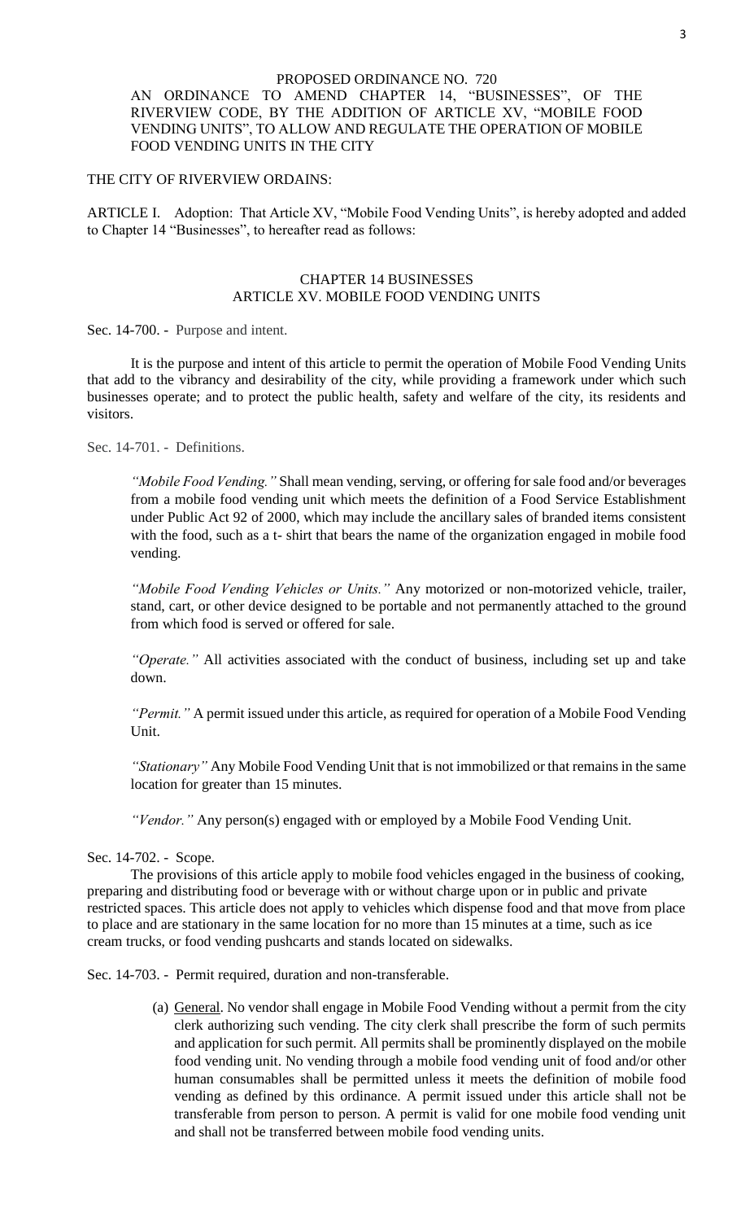PROPOSED ORDINANCE NO. 720

AN ORDINANCE TO AMEND CHAPTER 14, "BUSINESSES", OF THE RIVERVIEW CODE, BY THE ADDITION OF ARTICLE XV, "MOBILE FOOD VENDING UNITS", TO ALLOW AND REGULATE THE OPERATION OF MOBILE FOOD VENDING UNITS IN THE CITY

THE CITY OF RIVERVIEW ORDAINS:

ARTICLE I. Adoption: That Article XV, "Mobile Food Vending Units", is hereby adopted and added to Chapter 14 "Businesses", to hereafter read as follows:

CHAPTER 14 BUSINESSES
ARTICLE XV. MOBILE FOOD VENDING UNITS

Sec. 14-700. - Purpose and intent.

It is the purpose and intent of this article to permit the operation of Mobile Food Vending Units that add to the vibrancy and desirability of the city, while providing a framework under which such businesses operate; and to protect the public health, safety and welfare of the city, its residents and visitors.

Sec. 14-701. - Definitions.

*"Mobile Food Vending."* Shall mean vending, serving, or offering for sale food and/or beverages from a mobile food vending unit which meets the definition of a Food Service Establishment under Public Act 92 of 2000, which may include the ancillary sales of branded items consistent with the food, such as a t- shirt that bears the name of the organization engaged in mobile food vending.

*"Mobile Food Vending Vehicles or Units."* Any motorized or non-motorized vehicle, trailer, stand, cart, or other device designed to be portable and not permanently attached to the ground from which food is served or offered for sale.

*"Operate."* All activities associated with the conduct of business, including set up and take down.

*"Permit."* A permit issued under this article, as required for operation of a Mobile Food Vending Unit.

*"Stationary"* Any Mobile Food Vending Unit that is not immobilized or that remains in the same location for greater than 15 minutes.

*"Vendor."* Any person(s) engaged with or employed by a Mobile Food Vending Unit.

Sec. 14-702. - Scope.

The provisions of this article apply to mobile food vehicles engaged in the business of cooking, preparing and distributing food or beverage with or without charge upon or in public and private restricted spaces. This article does not apply to vehicles which dispense food and that move from place to place and are stationary in the same location for no more than 15 minutes at a time, such as ice cream trucks, or food vending pushcarts and stands located on sidewalks.

Sec. 14-703. - Permit required, duration and non-transferable.

(a) General. No vendor shall engage in Mobile Food Vending without a permit from the city clerk authorizing such vending. The city clerk shall prescribe the form of such permits and application for such permit. All permits shall be prominently displayed on the mobile food vending unit. No vending through a mobile food vending unit of food and/or other human consumables shall be permitted unless it meets the definition of mobile food vending as defined by this ordinance. A permit issued under this article shall not be transferable from person to person. A permit is valid for one mobile food vending unit and shall not be transferred between mobile food vending units.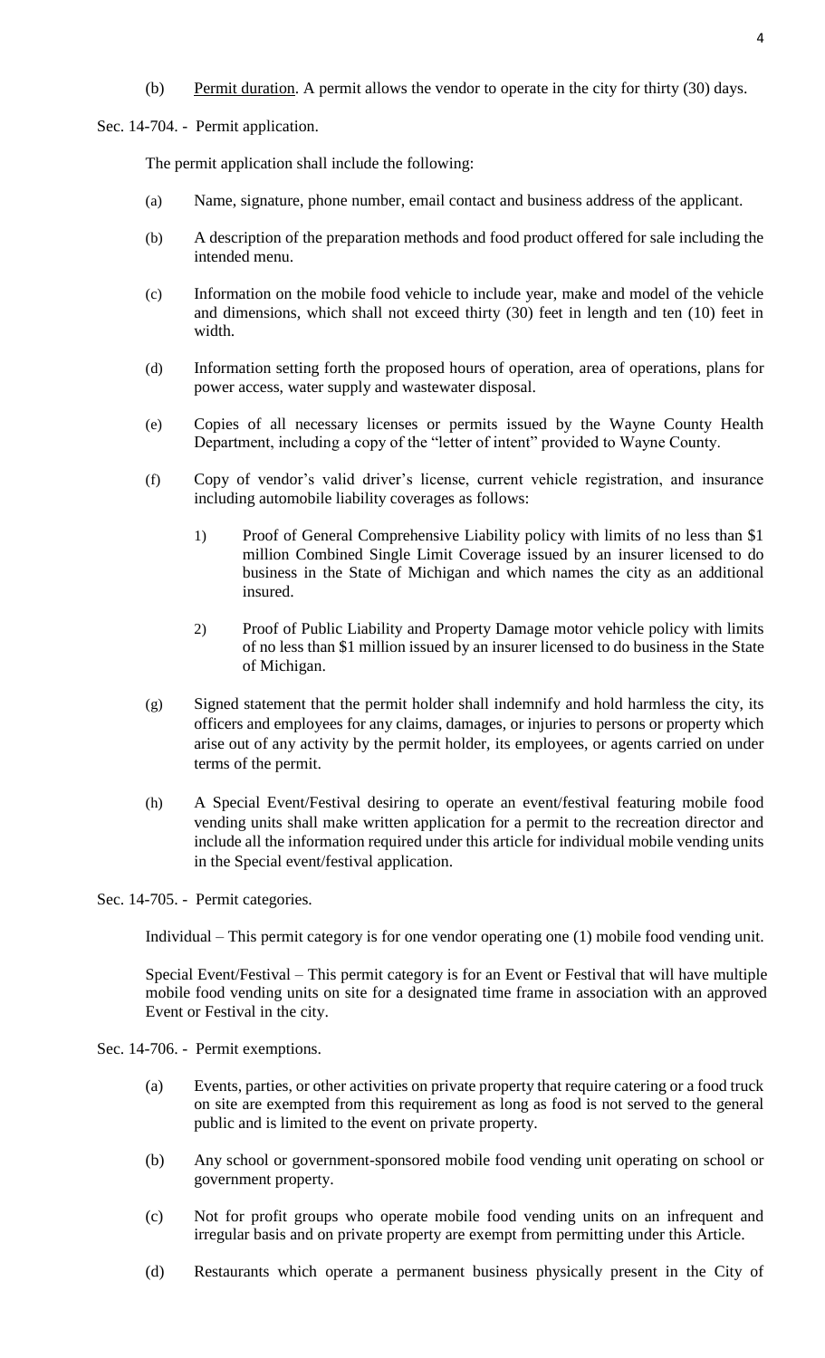(b) Permit duration. A permit allows the vendor to operate in the city for thirty (30) days.

Sec. 14-704. - Permit application.

The permit application shall include the following:

(a) Name, signature, phone number, email contact and business address of the applicant.

(b) A description of the preparation methods and food product offered for sale including the intended menu.

(c) Information on the mobile food vehicle to include year, make and model of the vehicle and dimensions, which shall not exceed thirty (30) feet in length and ten (10) feet in width.

(d) Information setting forth the proposed hours of operation, area of operations, plans for power access, water supply and wastewater disposal.

(e) Copies of all necessary licenses or permits issued by the Wayne County Health Department, including a copy of the "letter of intent" provided to Wayne County.

(f) Copy of vendor's valid driver's license, current vehicle registration, and insurance including automobile liability coverages as follows:

1) Proof of General Comprehensive Liability policy with limits of no less than $1 million Combined Single Limit Coverage issued by an insurer licensed to do business in the State of Michigan and which names the city as an additional insured.

2) Proof of Public Liability and Property Damage motor vehicle policy with limits of no less than $1 million issued by an insurer licensed to do business in the State of Michigan.

(g) Signed statement that the permit holder shall indemnify and hold harmless the city, its officers and employees for any claims, damages, or injuries to persons or property which arise out of any activity by the permit holder, its employees, or agents carried on under terms of the permit.

(h) A Special Event/Festival desiring to operate an event/festival featuring mobile food vending units shall make written application for a permit to the recreation director and include all the information required under this article for individual mobile vending units in the Special event/festival application.

Sec. 14-705. - Permit categories.

Individual – This permit category is for one vendor operating one (1) mobile food vending unit.

Special Event/Festival – This permit category is for an Event or Festival that will have multiple mobile food vending units on site for a designated time frame in association with an approved Event or Festival in the city.

Sec. 14-706. - Permit exemptions.

(a) Events, parties, or other activities on private property that require catering or a food truck on site are exempted from this requirement as long as food is not served to the general public and is limited to the event on private property.

(b) Any school or government-sponsored mobile food vending unit operating on school or government property.

(c) Not for profit groups who operate mobile food vending units on an infrequent and irregular basis and on private property are exempt from permitting under this Article.

(d) Restaurants which operate a permanent business physically present in the City of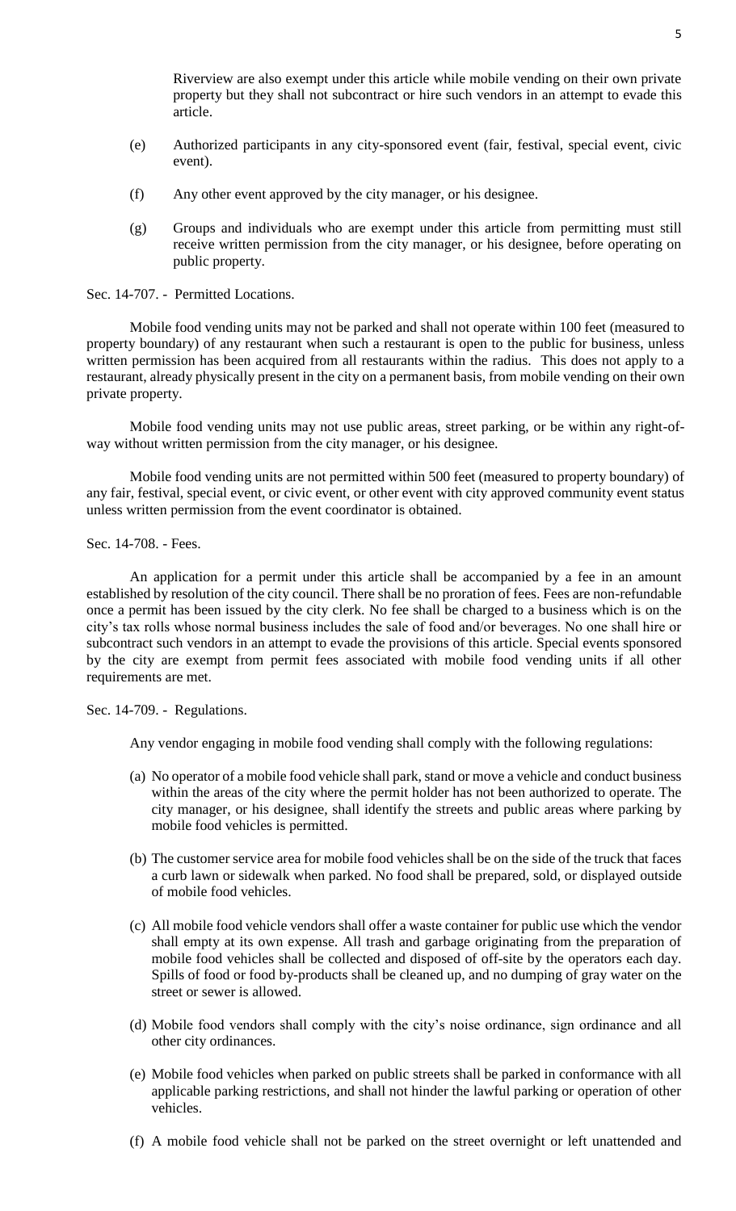Riverview are also exempt under this article while mobile vending on their own private property but they shall not subcontract or hire such vendors in an attempt to evade this article.

(e) Authorized participants in any city-sponsored event (fair, festival, special event, civic event).

(f) Any other event approved by the city manager, or his designee.

(g) Groups and individuals who are exempt under this article from permitting must still receive written permission from the city manager, or his designee, before operating on public property.

Sec. 14-707. - Permitted Locations.

Mobile food vending units may not be parked and shall not operate within 100 feet (measured to property boundary) of any restaurant when such a restaurant is open to the public for business, unless written permission has been acquired from all restaurants within the radius. This does not apply to a restaurant, already physically present in the city on a permanent basis, from mobile vending on their own private property.

Mobile food vending units may not use public areas, street parking, or be within any right-of-way without written permission from the city manager, or his designee.

Mobile food vending units are not permitted within 500 feet (measured to property boundary) of any fair, festival, special event, or civic event, or other event with city approved community event status unless written permission from the event coordinator is obtained.

Sec. 14-708. - Fees.

An application for a permit under this article shall be accompanied by a fee in an amount established by resolution of the city council. There shall be no proration of fees. Fees are non-refundable once a permit has been issued by the city clerk. No fee shall be charged to a business which is on the city's tax rolls whose normal business includes the sale of food and/or beverages. No one shall hire or subcontract such vendors in an attempt to evade the provisions of this article. Special events sponsored by the city are exempt from permit fees associated with mobile food vending units if all other requirements are met.

Sec. 14-709. - Regulations.

Any vendor engaging in mobile food vending shall comply with the following regulations:

(a) No operator of a mobile food vehicle shall park, stand or move a vehicle and conduct business within the areas of the city where the permit holder has not been authorized to operate. The city manager, or his designee, shall identify the streets and public areas where parking by mobile food vehicles is permitted.

(b) The customer service area for mobile food vehicles shall be on the side of the truck that faces a curb lawn or sidewalk when parked. No food shall be prepared, sold, or displayed outside of mobile food vehicles.

(c) All mobile food vehicle vendors shall offer a waste container for public use which the vendor shall empty at its own expense. All trash and garbage originating from the preparation of mobile food vehicles shall be collected and disposed of off-site by the operators each day. Spills of food or food by-products shall be cleaned up, and no dumping of gray water on the street or sewer is allowed.

(d) Mobile food vendors shall comply with the city's noise ordinance, sign ordinance and all other city ordinances.

(e) Mobile food vehicles when parked on public streets shall be parked in conformance with all applicable parking restrictions, and shall not hinder the lawful parking or operation of other vehicles.

(f) A mobile food vehicle shall not be parked on the street overnight or left unattended and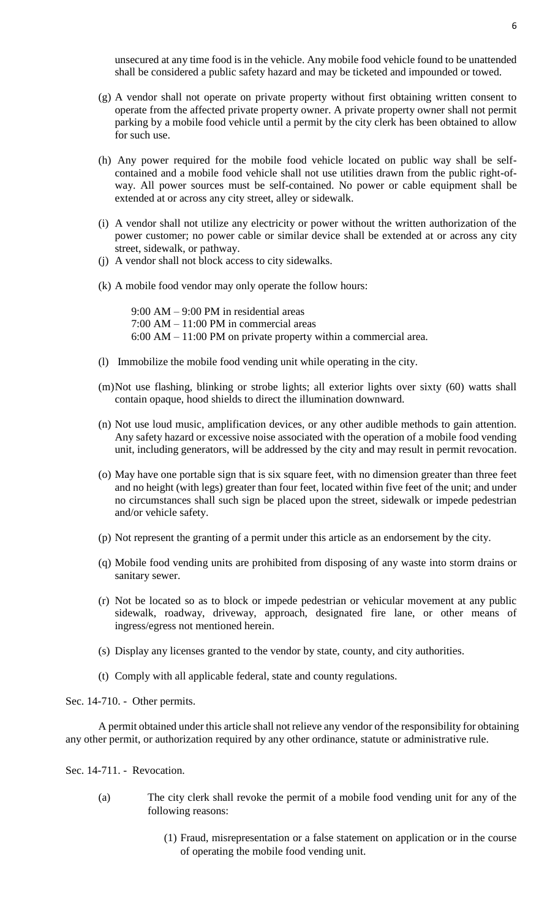unsecured at any time food is in the vehicle. Any mobile food vehicle found to be unattended shall be considered a public safety hazard and may be ticketed and impounded or towed.

(g) A vendor shall not operate on private property without first obtaining written consent to operate from the affected private property owner. A private property owner shall not permit parking by a mobile food vehicle until a permit by the city clerk has been obtained to allow for such use.

(h) Any power required for the mobile food vehicle located on public way shall be self-contained and a mobile food vehicle shall not use utilities drawn from the public right-of-way. All power sources must be self-contained. No power or cable equipment shall be extended at or across any city street, alley or sidewalk.

(i) A vendor shall not utilize any electricity or power without the written authorization of the power customer; no power cable or similar device shall be extended at or across any city street, sidewalk, or pathway.

(j) A vendor shall not block access to city sidewalks.

(k) A mobile food vendor may only operate the follow hours:

9:00 AM – 9:00 PM in residential areas
7:00 AM – 11:00 PM in commercial areas
6:00 AM – 11:00 PM on private property within a commercial area.

(l) Immobilize the mobile food vending unit while operating in the city.

(m) Not use flashing, blinking or strobe lights; all exterior lights over sixty (60) watts shall contain opaque, hood shields to direct the illumination downward.

(n) Not use loud music, amplification devices, or any other audible methods to gain attention. Any safety hazard or excessive noise associated with the operation of a mobile food vending unit, including generators, will be addressed by the city and may result in permit revocation.

(o) May have one portable sign that is six square feet, with no dimension greater than three feet and no height (with legs) greater than four feet, located within five feet of the unit; and under no circumstances shall such sign be placed upon the street, sidewalk or impede pedestrian and/or vehicle safety.

(p) Not represent the granting of a permit under this article as an endorsement by the city.

(q) Mobile food vending units are prohibited from disposing of any waste into storm drains or sanitary sewer.

(r) Not be located so as to block or impede pedestrian or vehicular movement at any public sidewalk, roadway, driveway, approach, designated fire lane, or other means of ingress/egress not mentioned herein.

(s) Display any licenses granted to the vendor by state, county, and city authorities.

(t) Comply with all applicable federal, state and county regulations.

Sec. 14-710. - Other permits.

A permit obtained under this article shall not relieve any vendor of the responsibility for obtaining any other permit, or authorization required by any other ordinance, statute or administrative rule.

Sec. 14-711. - Revocation.

(a) The city clerk shall revoke the permit of a mobile food vending unit for any of the following reasons:

(1) Fraud, misrepresentation or a false statement on application or in the course of operating the mobile food vending unit.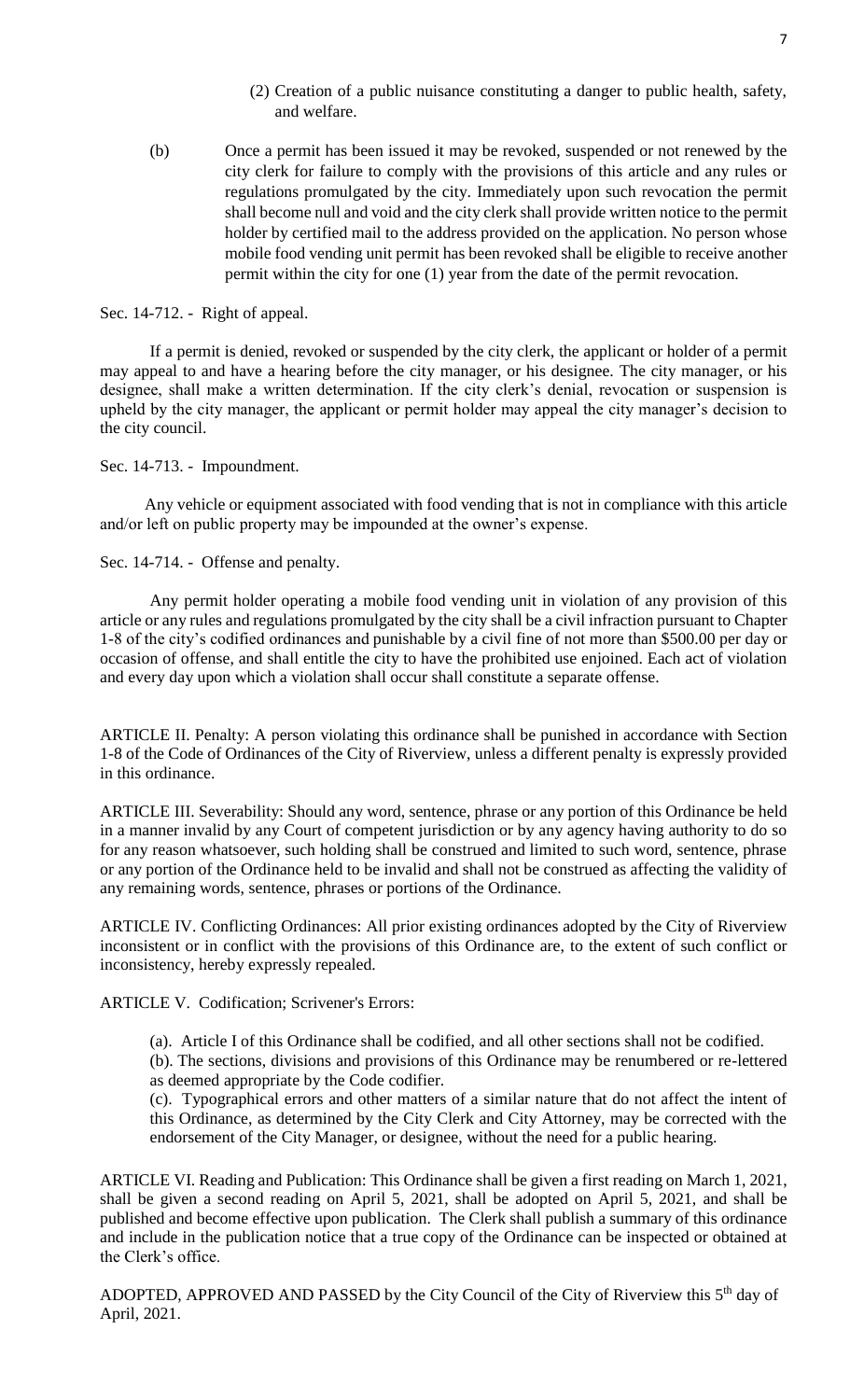(2) Creation of a public nuisance constituting a danger to public health, safety, and welfare.

(b) Once a permit has been issued it may be revoked, suspended or not renewed by the city clerk for failure to comply with the provisions of this article and any rules or regulations promulgated by the city. Immediately upon such revocation the permit shall become null and void and the city clerk shall provide written notice to the permit holder by certified mail to the address provided on the application. No person whose mobile food vending unit permit has been revoked shall be eligible to receive another permit within the city for one (1) year from the date of the permit revocation.

Sec. 14-712. - Right of appeal.

If a permit is denied, revoked or suspended by the city clerk, the applicant or holder of a permit may appeal to and have a hearing before the city manager, or his designee. The city manager, or his designee, shall make a written determination. If the city clerk's denial, revocation or suspension is upheld by the city manager, the applicant or permit holder may appeal the city manager's decision to the city council.

Sec. 14-713. - Impoundment.

Any vehicle or equipment associated with food vending that is not in compliance with this article and/or left on public property may be impounded at the owner's expense.

Sec. 14-714. - Offense and penalty.

Any permit holder operating a mobile food vending unit in violation of any provision of this article or any rules and regulations promulgated by the city shall be a civil infraction pursuant to Chapter 1-8 of the city's codified ordinances and punishable by a civil fine of not more than $500.00 per day or occasion of offense, and shall entitle the city to have the prohibited use enjoined. Each act of violation and every day upon which a violation shall occur shall constitute a separate offense.

ARTICLE II. Penalty: A person violating this ordinance shall be punished in accordance with Section 1-8 of the Code of Ordinances of the City of Riverview, unless a different penalty is expressly provided in this ordinance.

ARTICLE III. Severability: Should any word, sentence, phrase or any portion of this Ordinance be held in a manner invalid by any Court of competent jurisdiction or by any agency having authority to do so for any reason whatsoever, such holding shall be construed and limited to such word, sentence, phrase or any portion of the Ordinance held to be invalid and shall not be construed as affecting the validity of any remaining words, sentence, phrases or portions of the Ordinance.

ARTICLE IV. Conflicting Ordinances: All prior existing ordinances adopted by the City of Riverview inconsistent or in conflict with the provisions of this Ordinance are, to the extent of such conflict or inconsistency, hereby expressly repealed.

ARTICLE V. Codification; Scrivener's Errors:

(a). Article I of this Ordinance shall be codified, and all other sections shall not be codified.

(b). The sections, divisions and provisions of this Ordinance may be renumbered or re-lettered as deemed appropriate by the Code codifier.

(c). Typographical errors and other matters of a similar nature that do not affect the intent of this Ordinance, as determined by the City Clerk and City Attorney, may be corrected with the endorsement of the City Manager, or designee, without the need for a public hearing.

ARTICLE VI. Reading and Publication: This Ordinance shall be given a first reading on March 1, 2021, shall be given a second reading on April 5, 2021, shall be adopted on April 5, 2021, and shall be published and become effective upon publication. The Clerk shall publish a summary of this ordinance and include in the publication notice that a true copy of the Ordinance can be inspected or obtained at the Clerk's office.

ADOPTED, APPROVED AND PASSED by the City Council of the City of Riverview this 5th day of April, 2021.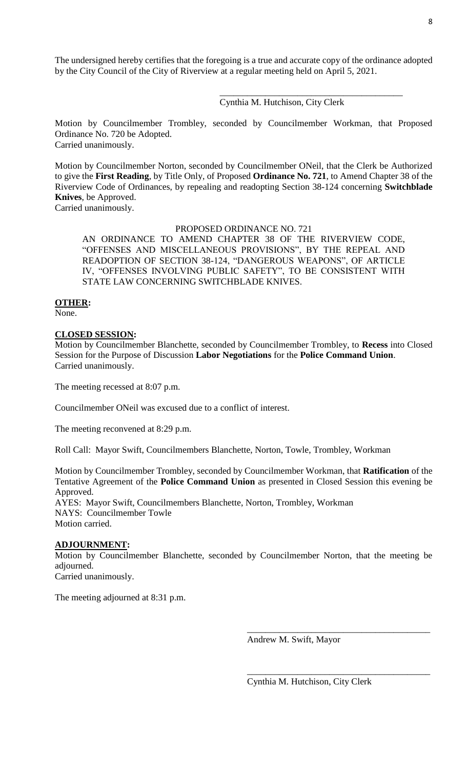The undersigned hereby certifies that the foregoing is a true and accurate copy of the ordinance adopted by the City Council of the City of Riverview at a regular meeting held on April 5, 2021.

\_\_\_\_\_\_\_\_\_\_\_\_\_\_\_\_\_\_\_\_\_\_\_\_\_\_\_\_\_\_\_\_\_\_\_\_\_\_\_\_

Cynthia M. Hutchison, City Clerk

Motion by Councilmember Trombley, seconded by Councilmember Workman, that Proposed Ordinance No. 720 be Adopted.
Carried unanimously.

Motion by Councilmember Norton, seconded by Councilmember ONeil, that the Clerk be Authorized to give the **First Reading**, by Title Only, of Proposed **Ordinance No. 721**, to Amend Chapter 38 of the Riverview Code of Ordinances, by repealing and readopting Section 38-124 concerning **Switchblade Knives**, be Approved.
Carried unanimously.

PROPOSED ORDINANCE NO. 721

AN ORDINANCE TO AMEND CHAPTER 38 OF THE RIVERVIEW CODE, "OFFENSES AND MISCELLANEOUS PROVISIONS", BY THE REPEAL AND READOPTION OF SECTION 38-124, "DANGEROUS WEAPONS", OF ARTICLE IV, "OFFENSES INVOLVING PUBLIC SAFETY", TO BE CONSISTENT WITH STATE LAW CONCERNING SWITCHBLADE KNIVES.

**OTHER:**

None.

**CLOSED SESSION:**

Motion by Councilmember Blanchette, seconded by Councilmember Trombley, to **Recess** into Closed Session for the Purpose of Discussion **Labor Negotiations** for the **Police Command Union**.
Carried unanimously.

The meeting recessed at 8:07 p.m.

Councilmember ONeil was excused due to a conflict of interest.

The meeting reconvened at 8:29 p.m.

Roll Call: Mayor Swift, Councilmembers Blanchette, Norton, Towle, Trombley, Workman

Motion by Councilmember Trombley, seconded by Councilmember Workman, that **Ratification** of the Tentative Agreement of the **Police Command Union** as presented in Closed Session this evening be Approved.
AYES: Mayor Swift, Councilmembers Blanchette, Norton, Trombley, Workman
NAYS: Councilmember Towle
Motion carried.

**ADJOURNMENT:**

Motion by Councilmember Blanchette, seconded by Councilmember Norton, that the meeting be adjourned.
Carried unanimously.

The meeting adjourned at 8:31 p.m.

\_\_\_\_\_\_\_\_\_\_\_\_\_\_\_\_\_\_\_\_\_\_\_\_\_\_\_\_\_\_\_\_\_\_\_\_\_\_\_\_

Andrew M. Swift, Mayor

\_\_\_\_\_\_\_\_\_\_\_\_\_\_\_\_\_\_\_\_\_\_\_\_\_\_\_\_\_\_\_\_\_\_\_\_\_\_\_\_

Cynthia M. Hutchison, City Clerk